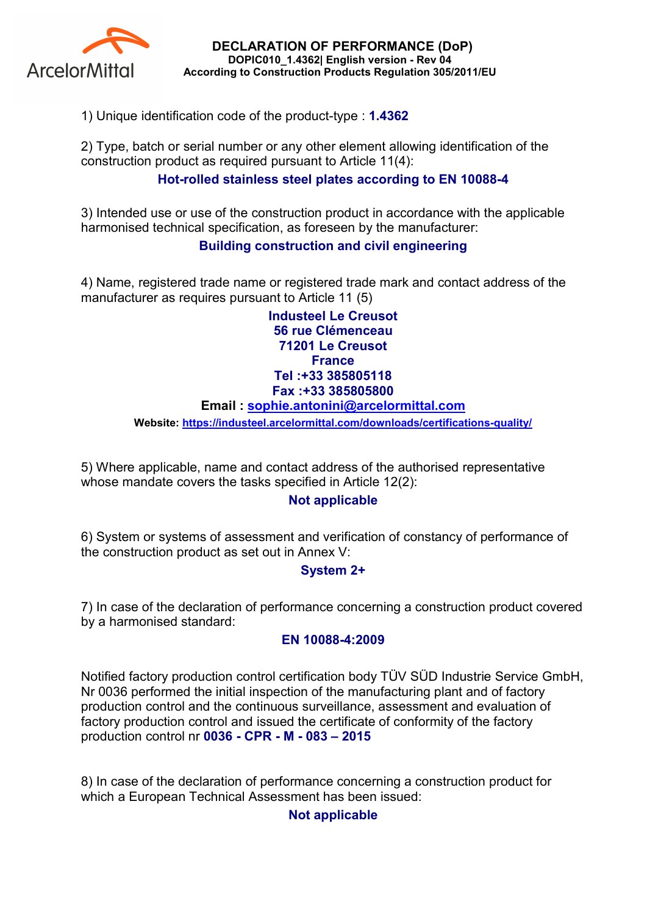# DECLARATION OF PERFORMANCE (DoP)

**DOPIC010_1.4362| English version - Rev 04**

**According to Construction Products Regulation 305/2011/EU**

1) Unique identification code of the product-type : **1.4362**

2) Type, batch or serial number or any other element allowing identification of the construction product as required pursuant to Article 11(4):

**Hot-rolled stainless steel plates according to EN 10088-4**

3) Intended use or use of the construction product in accordance with the applicable harmonised technical specification, as foreseen by the manufacturer:

**Building construction and civil engineering**

4) Name, registered trade name or registered trade mark and contact address of the manufacturer as requires pursuant to Article 11 (5)

**Industeel Le Creusot**
**56 rue Clémenceau**
**71201 Le Creusot**
**France**
**Tel :+33 385805118**
**Fax :+33 385805800**
**Email : sophie.antonini@arcelormittal.com**

**Website: https://industeel.arcelormittal.com/downloads/certifications-quality/**

5) Where applicable, name and contact address of the authorised representative whose mandate covers the tasks specified in Article 12(2):

**Not applicable**

6) System or systems of assessment and verification of constancy of performance of the construction product as set out in Annex V:

**System 2+**

7) In case of the declaration of performance concerning a construction product covered by a harmonised standard:

**EN 10088-4:2009**

Notified factory production control certification body TÜV SÜD Industrie Service GmbH, Nr 0036 performed the initial inspection of the manufacturing plant and of factory production control and the continuous surveillance, assessment and evaluation of factory production control and issued the certificate of conformity of the factory production control nr **0036 - CPR - M - 083 – 2015**

8) In case of the declaration of performance concerning a construction product for which a European Technical Assessment has been issued:

**Not applicable**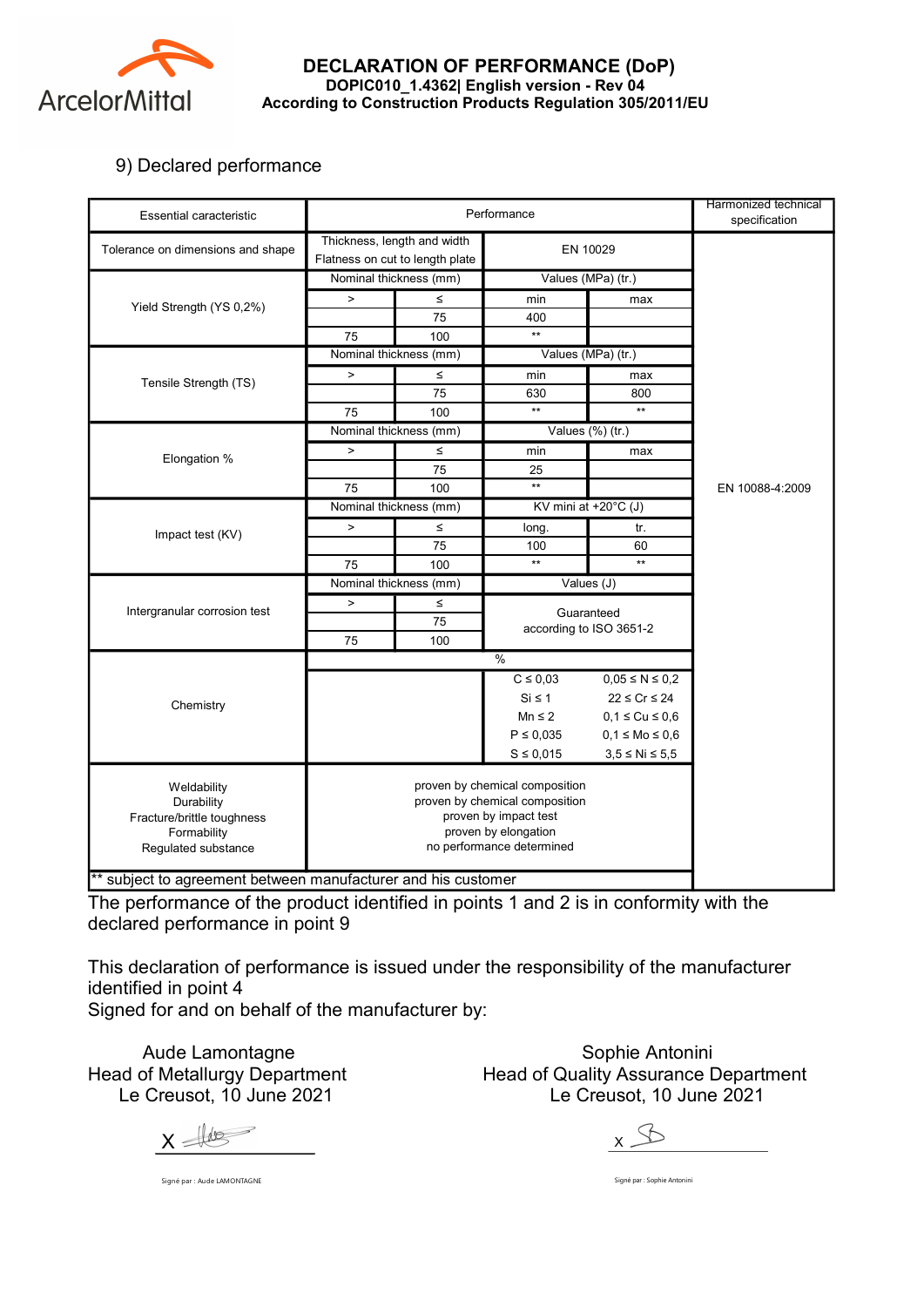# DECLARATION OF PERFORMANCE (DoP)

**DOPIC010_1.4362| English version - Rev 04**

**According to Construction Products Regulation 305/2011/EU**

## 9) Declared performance

| Essential caracteristic | Performance | | | | Harmonized technical specification |
|---|---|---|---|---|---|
| Tolerance on dimensions and shape | Thickness, length and width<br>Flatness on cut to length plate | | EN 10029 | | EN 10088-4:2009 |
| Yield Strength (YS 0,2%) | Nominal thickness (mm) | | Values (MPa) (tr.) | | |
| | > | ≤ | min | max | |
| | | 75 | 400 | | |
| | 75 | 100 | ** | | |
| Tensile Strength (TS) | Nominal thickness (mm) | | Values (MPa) (tr.) | | |
| | > | ≤ | min | max | |
| | | 75 | 630 | 800 | |
| | 75 | 100 | ** | ** | |
| Elongation % | Nominal thickness (mm) | | Values (%) (tr.) | | |
| | > | ≤ | min | max | |
| | | 75 | 25 | | |
| | 75 | 100 | ** | | |
| Impact test (KV) | Nominal thickness (mm) | | KV mini at +20°C (J) | | |
| | > | ≤ | long. | tr. | |
| | | 75 | 100 | 60 | |
| | 75 | 100 | ** | ** | |
| Intergranular corrosion test | Nominal thickness (mm) | | Values (J) | | |
| | > | ≤ | Guaranteed according to ISO 3651-2 | | |
| | | 75 | | | |
| | 75 | 100 | | | |
| Chemistry | % | | | | |
| | | | C ≤ 0,03 | 0,05 ≤ N ≤ 0,2 | |
| | | | Si ≤ 1 | 22 ≤ Cr ≤ 24 | |
| | | | Mn ≤ 2 | 0,1 ≤ Cu ≤ 0,6 | |
| | | | P ≤ 0,035 | 0,1 ≤ Mo ≤ 0,6 | |
| | | | S ≤ 0,015 | 3,5 ≤ Ni ≤ 5,5 | |
| Weldability<br>Durability<br>Fracture/brittle toughness<br>Formability<br>Regulated substance | proven by chemical composition<br>proven by chemical composition<br>proven by impact test<br>proven by elongation<br>no performance determined | | | | |

** subject to agreement between manufacturer and his customer

The performance of the product identified in points 1 and 2 is in conformity with the declared performance in point 9

This declaration of performance is issued under the responsibility of the manufacturer identified in point 4

Signed for and on behalf of the manufacturer by:

Aude Lamontagne
Head of Metallurgy Department
Le Creusot, 10 June 2021

X

Signé par : Aude LAMONTAGNE

Sophie Antonini
Head of Quality Assurance Department
Le Creusot, 10 June 2021

X

Signé par : Sophie Antonini